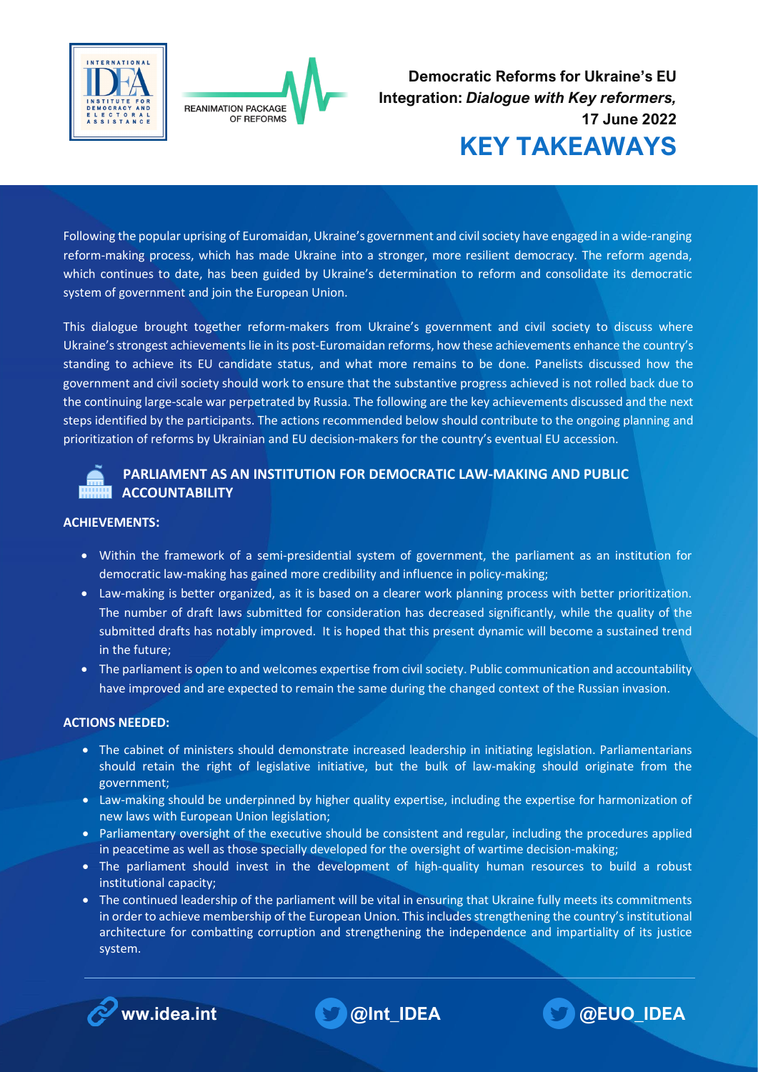# Democratic Reforms for Ukraine's EU Integration: *Dialogue with Key reformers,* 17 June 2022

# KEY TAKEAWAYS

Following the popular uprising of Euromaidan, Ukraine's government and civil society have engaged in a wide-ranging reform-making process, which has made Ukraine into a stronger, more resilient democracy. The reform agenda, which continues to date, has been guided by Ukraine's determination to reform and consolidate its democratic system of government and join the European Union.

This dialogue brought together reform-makers from Ukraine's government and civil society to discuss where Ukraine's strongest achievements lie in its post-Euromaidan reforms, how these achievements enhance the country's standing to achieve its EU candidate status, and what more remains to be done. Panelists discussed how the government and civil society should work to ensure that the substantive progress achieved is not rolled back due to the continuing large-scale war perpetrated by Russia. The following are the key achievements discussed and the next steps identified by the participants. The actions recommended below should contribute to the ongoing planning and prioritization of reforms by Ukrainian and EU decision-makers for the country's eventual EU accession.

## PARLIAMENT AS AN INSTITUTION FOR DEMOCRATIC LAW-MAKING AND PUBLIC ACCOUNTABILITY

**ACHIEVEMENTS:**

- Within the framework of a semi-presidential system of government, the parliament as an institution for democratic law-making has gained more credibility and influence in policy-making;
- Law-making is better organized, as it is based on a clearer work planning process with better prioritization. The number of draft laws submitted for consideration has decreased significantly, while the quality of the submitted drafts has notably improved. It is hoped that this present dynamic will become a sustained trend in the future;
- The parliament is open to and welcomes expertise from civil society. Public communication and accountability have improved and are expected to remain the same during the changed context of the Russian invasion.

**ACTIONS NEEDED:**

- The cabinet of ministers should demonstrate increased leadership in initiating legislation. Parliamentarians should retain the right of legislative initiative, but the bulk of law-making should originate from the government;
- Law-making should be underpinned by higher quality expertise, including the expertise for harmonization of new laws with European Union legislation;
- Parliamentary oversight of the executive should be consistent and regular, including the procedures applied in peacetime as well as those specially developed for the oversight of wartime decision-making;
- The parliament should invest in the development of high-quality human resources to build a robust institutional capacity;
- The continued leadership of the parliament will be vital in ensuring that Ukraine fully meets its commitments in order to achieve membership of the European Union. This includes strengthening the country's institutional architecture for combatting corruption and strengthening the independence and impartiality of its justice system.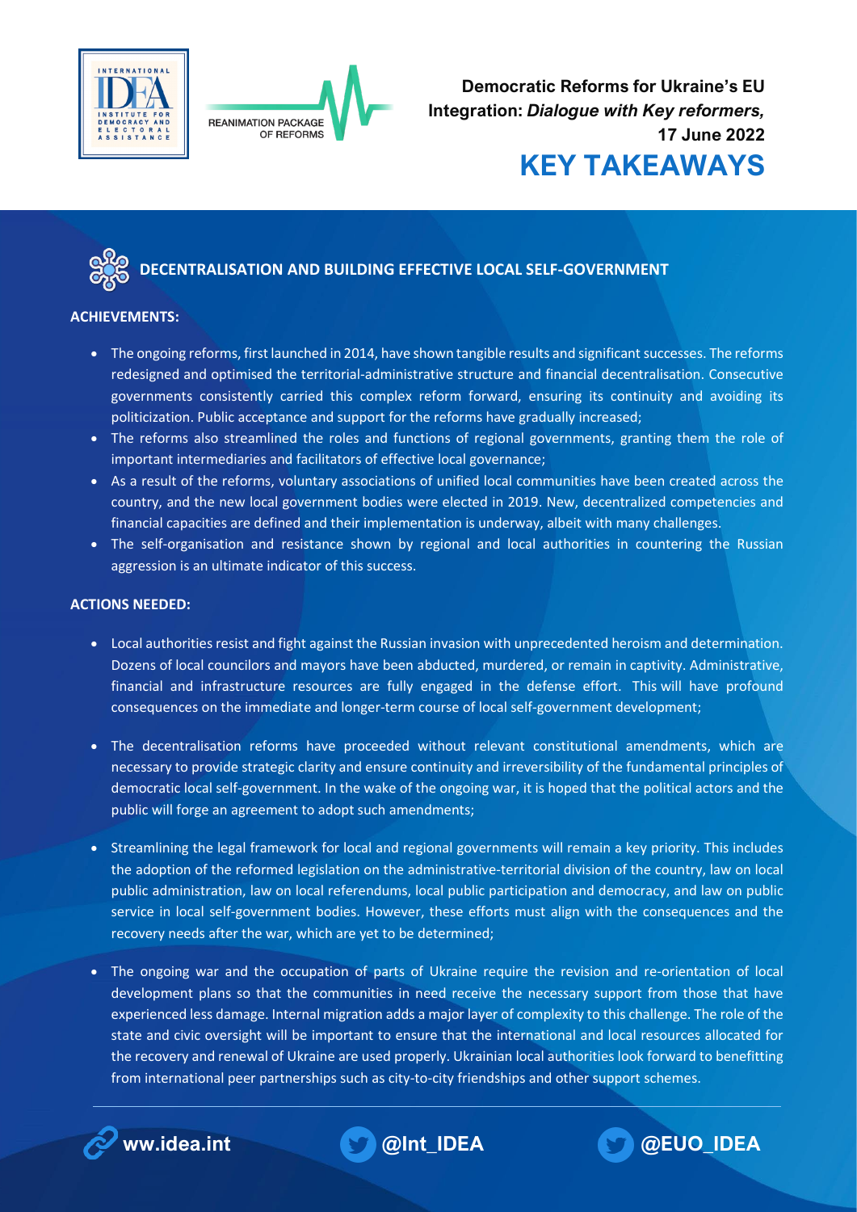Democratic Reforms for Ukraine's EU Integration: *Dialogue with Key reformers,* 17 June 2022

# KEY TAKEAWAYS

## DECENTRALISATION AND BUILDING EFFECTIVE LOCAL SELF-GOVERNMENT

**ACHIEVEMENTS:**

- The ongoing reforms, first launched in 2014, have shown tangible results and significant successes. The reforms redesigned and optimised the territorial-administrative structure and financial decentralisation. Consecutive governments consistently carried this complex reform forward, ensuring its continuity and avoiding its politicization. Public acceptance and support for the reforms have gradually increased;
- The reforms also streamlined the roles and functions of regional governments, granting them the role of important intermediaries and facilitators of effective local governance;
- As a result of the reforms, voluntary associations of unified local communities have been created across the country, and the new local government bodies were elected in 2019. New, decentralized competencies and financial capacities are defined and their implementation is underway, albeit with many challenges.
- The self-organisation and resistance shown by regional and local authorities in countering the Russian aggression is an ultimate indicator of this success.

**ACTIONS NEEDED:**

- Local authorities resist and fight against the Russian invasion with unprecedented heroism and determination. Dozens of local councilors and mayors have been abducted, murdered, or remain in captivity. Administrative, financial and infrastructure resources are fully engaged in the defense effort. This will have profound consequences on the immediate and longer-term course of local self-government development;
- The decentralisation reforms have proceeded without relevant constitutional amendments, which are necessary to provide strategic clarity and ensure continuity and irreversibility of the fundamental principles of democratic local self-government. In the wake of the ongoing war, it is hoped that the political actors and the public will forge an agreement to adopt such amendments;
- Streamlining the legal framework for local and regional governments will remain a key priority. This includes the adoption of the reformed legislation on the administrative-territorial division of the country, law on local public administration, law on local referendums, local public participation and democracy, and law on public service in local self-government bodies. However, these efforts must align with the consequences and the recovery needs after the war, which are yet to be determined;
- The ongoing war and the occupation of parts of Ukraine require the revision and re-orientation of local development plans so that the communities in need receive the necessary support from those that have experienced less damage. Internal migration adds a major layer of complexity to this challenge. The role of the state and civic oversight will be important to ensure that the international and local resources allocated for the recovery and renewal of Ukraine are used properly. Ukrainian local authorities look forward to benefitting from international peer partnerships such as city-to-city friendships and other support schemes.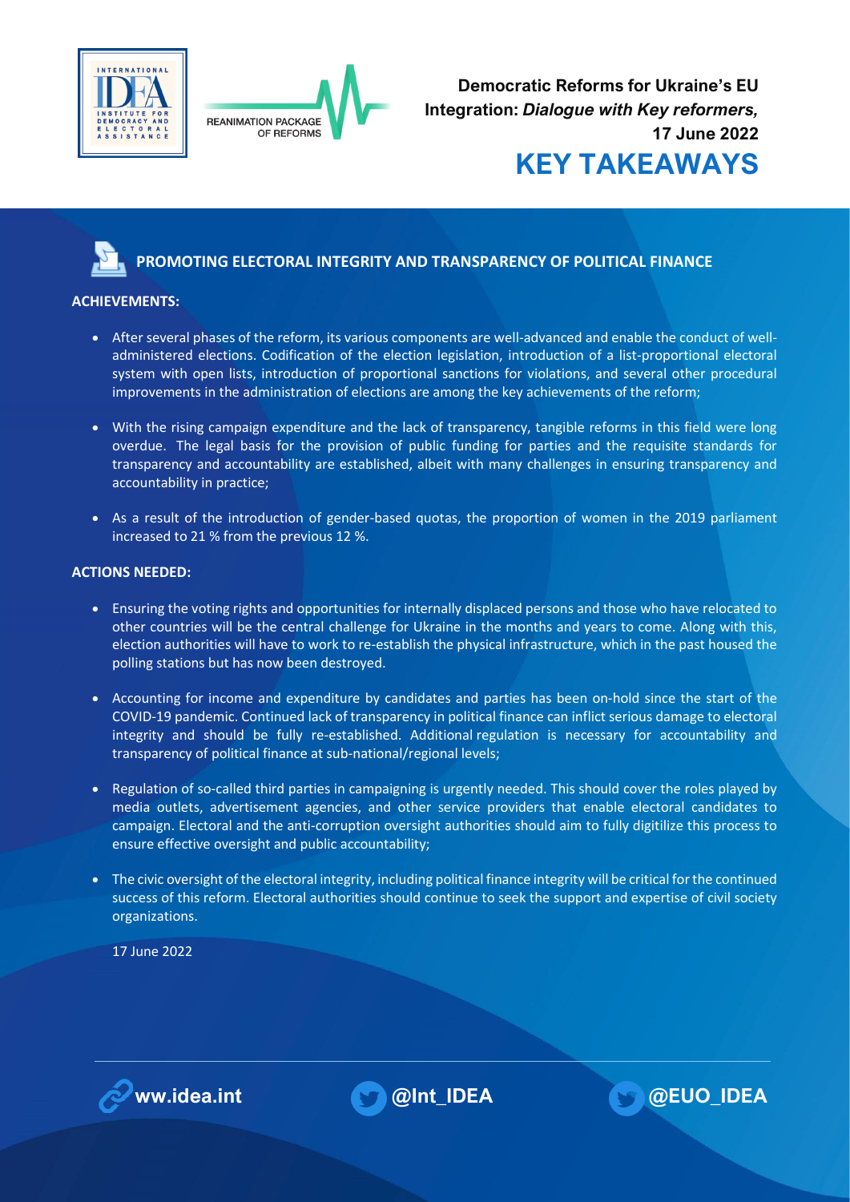Democratic Reforms for Ukraine's EU Integration: *Dialogue with Key reformers,* 17 June 2022

# KEY TAKEAWAYS

## PROMOTING ELECTORAL INTEGRITY AND TRANSPARENCY OF POLITICAL FINANCE

**ACHIEVEMENTS:**

- After several phases of the reform, its various components are well-advanced and enable the conduct of well-administered elections. Codification of the election legislation, introduction of a list-proportional electoral system with open lists, introduction of proportional sanctions for violations, and several other procedural improvements in the administration of elections are among the key achievements of the reform;
- With the rising campaign expenditure and the lack of transparency, tangible reforms in this field were long overdue. The legal basis for the provision of public funding for parties and the requisite standards for transparency and accountability are established, albeit with many challenges in ensuring transparency and accountability in practice;
- As a result of the introduction of gender-based quotas, the proportion of women in the 2019 parliament increased to 21 % from the previous 12 %.

**ACTIONS NEEDED:**

- Ensuring the voting rights and opportunities for internally displaced persons and those who have relocated to other countries will be the central challenge for Ukraine in the months and years to come. Along with this, election authorities will have to work to re-establish the physical infrastructure, which in the past housed the polling stations but has now been destroyed.
- Accounting for income and expenditure by candidates and parties has been on-hold since the start of the COVID-19 pandemic. Continued lack of transparency in political finance can inflict serious damage to electoral integrity and should be fully re-established. Additional regulation is necessary for accountability and transparency of political finance at sub-national/regional levels;
- Regulation of so-called third parties in campaigning is urgently needed. This should cover the roles played by media outlets, advertisement agencies, and other service providers that enable electoral candidates to campaign. Electoral and the anti-corruption oversight authorities should aim to fully digitilize this process to ensure effective oversight and public accountability;
- The civic oversight of the electoral integrity, including political finance integrity will be critical for the continued success of this reform. Electoral authorities should continue to seek the support and expertise of civil society organizations.

17 June 2022

ww.idea.int @Int_IDEA @EUO_IDEA